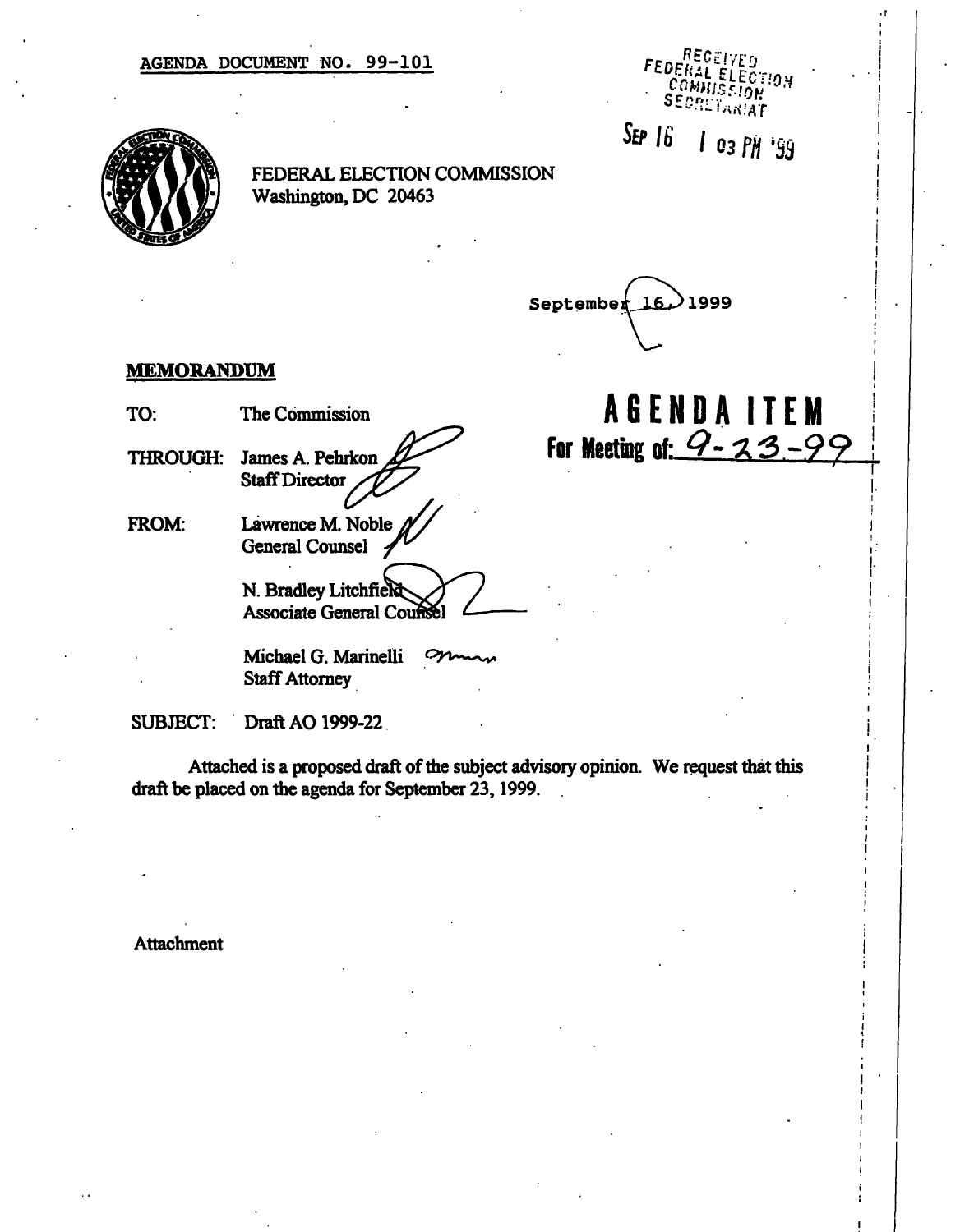AGENDA DOCUMENT NO. 99-101

RECEIVED
FEDERAL ELECTION
COMMISSION
SECRETARIAT

SEP 16 1 03 PM '99

FEDERAL ELECTION COMMISSION
Washington, DC 20463

September 16, 1999

**MEMORANDUM**

# AGENDA ITEM
**For Meeting of: 9-23-99**

TO: The Commission

THROUGH: James A. Pehrkon
Staff Director

FROM: Lawrence M. Noble
General Counsel

N. Bradley Litchfield
Associate General Counsel

Michael G. Marinelli
Staff Attorney

SUBJECT: Draft AO 1999-22

Attached is a proposed draft of the subject advisory opinion. We request that this draft be placed on the agenda for September 23, 1999.

Attachment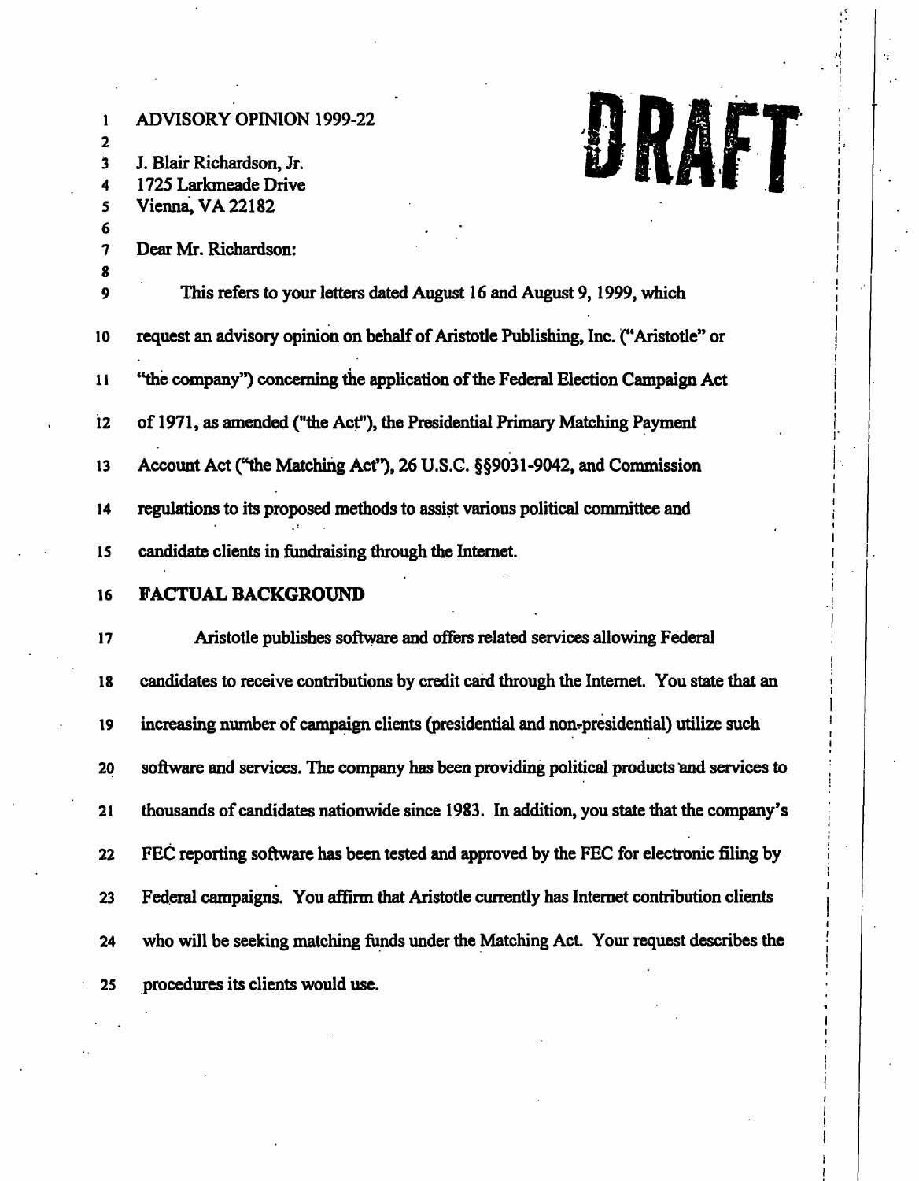ADVISORY OPINION 1999-22

DRAFT

J. Blair Richardson, Jr.
1725 Larkmeade Drive
Vienna, VA 22182

Dear Mr. Richardson:

This refers to your letters dated August 16 and August 9, 1999, which request an advisory opinion on behalf of Aristotle Publishing, Inc. ("Aristotle" or "the company") concerning the application of the Federal Election Campaign Act of 1971, as amended ("the Act"), the Presidential Primary Matching Payment Account Act ("the Matching Act"), 26 U.S.C. §§9031-9042, and Commission regulations to its proposed methods to assist various political committee and candidate clients in fundraising through the Internet.

## FACTUAL BACKGROUND

Aristotle publishes software and offers related services allowing Federal candidates to receive contributions by credit card through the Internet. You state that an increasing number of campaign clients (presidential and non-presidential) utilize such software and services. The company has been providing political products and services to thousands of candidates nationwide since 1983. In addition, you state that the company's FEC reporting software has been tested and approved by the FEC for electronic filing by Federal campaigns. You affirm that Aristotle currently has Internet contribution clients who will be seeking matching funds under the Matching Act. Your request describes the procedures its clients would use.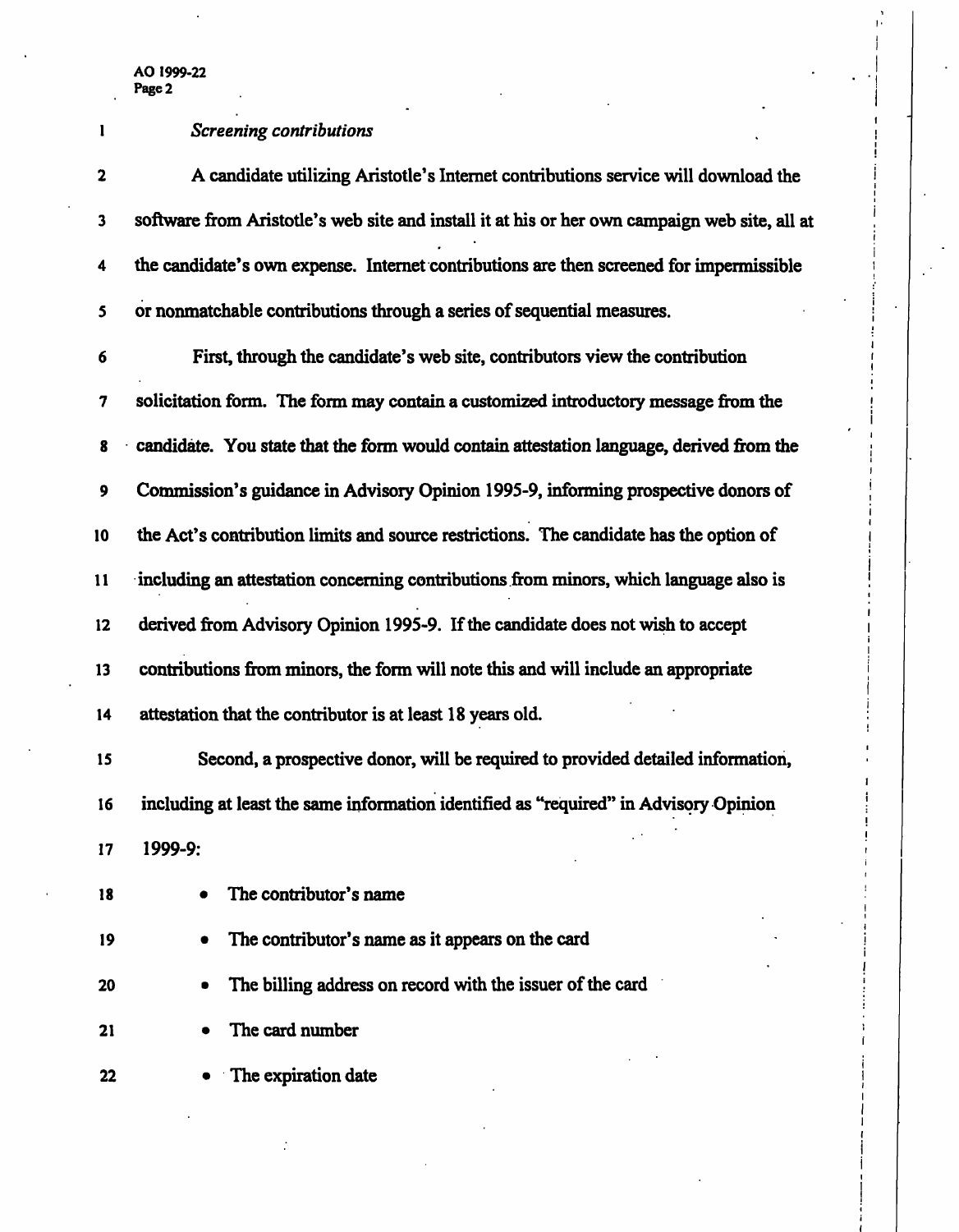*Screening contributions*

A candidate utilizing Aristotle's Internet contributions service will download the software from Aristotle's web site and install it at his or her own campaign web site, all at the candidate's own expense. Internet contributions are then screened for impermissible or nonmatchable contributions through a series of sequential measures.

First, through the candidate's web site, contributors view the contribution solicitation form. The form may contain a customized introductory message from the candidate. You state that the form would contain attestation language, derived from the Commission's guidance in Advisory Opinion 1995-9, informing prospective donors of the Act's contribution limits and source restrictions. The candidate has the option of including an attestation concerning contributions from minors, which language also is derived from Advisory Opinion 1995-9. If the candidate does not wish to accept contributions from minors, the form will note this and will include an appropriate attestation that the contributor is at least 18 years old.

Second, a prospective donor, will be required to provided detailed information, including at least the same information identified as "required" in Advisory Opinion 1999-9:

- The contributor's name
- The contributor's name as it appears on the card
- The billing address on record with the issuer of the card
- The card number
- The expiration date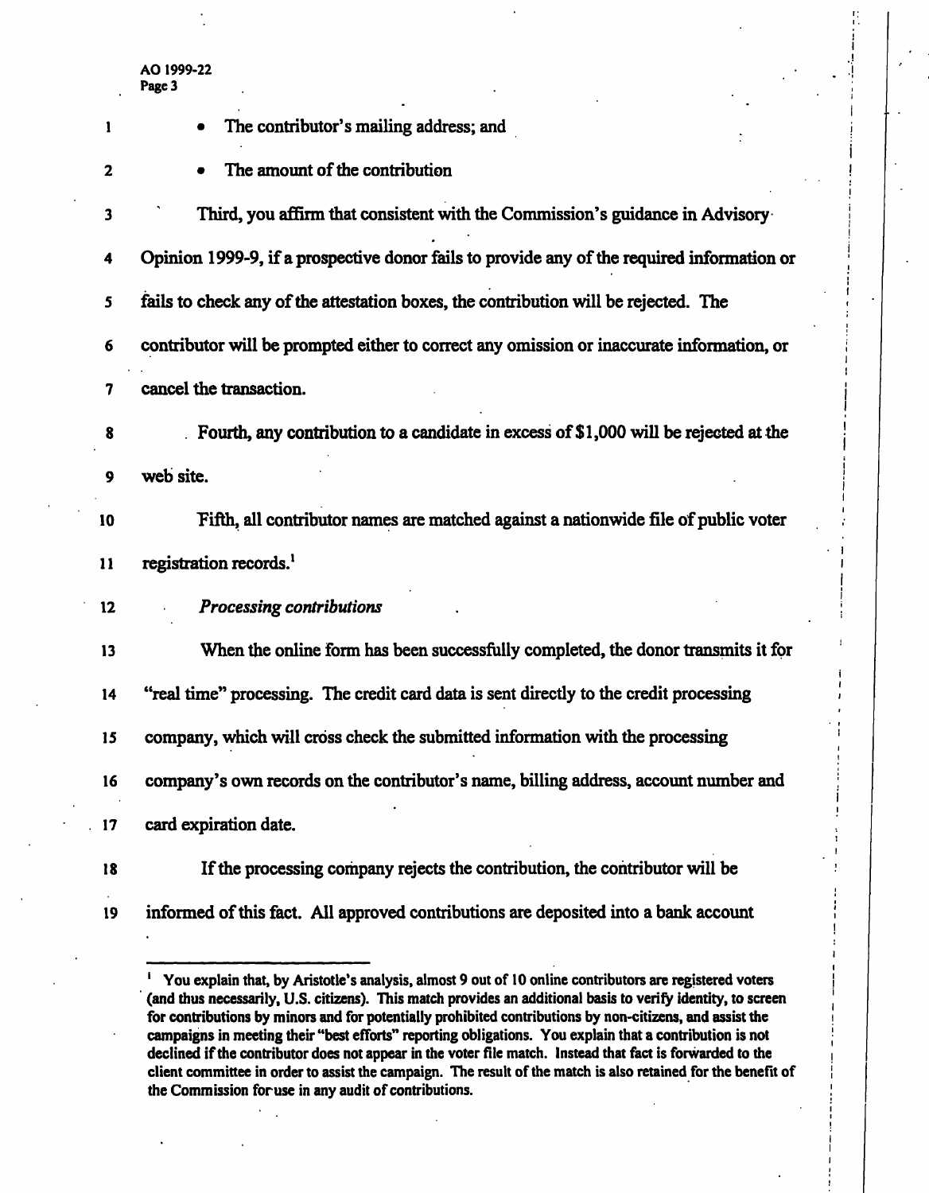- The contributor's mailing address; and
- The amount of the contribution

Third, you affirm that consistent with the Commission's guidance in Advisory Opinion 1999-9, if a prospective donor fails to provide any of the required information or fails to check any of the attestation boxes, the contribution will be rejected. The contributor will be prompted either to correct any omission or inaccurate information, or cancel the transaction.

Fourth, any contribution to a candidate in excess of $1,000 will be rejected at the web site.

Fifth, all contributor names are matched against a nationwide file of public voter registration records.[1]

*Processing contributions*

When the online form has been successfully completed, the donor transmits it for "real time" processing. The credit card data is sent directly to the credit processing company, which will cross check the submitted information with the processing company's own records on the contributor's name, billing address, account number and card expiration date.

If the processing company rejects the contribution, the contributor will be informed of this fact. All approved contributions are deposited into a bank account

---

[1] You explain that, by Aristotle's analysis, almost 9 out of 10 online contributors are registered voters (and thus necessarily, U.S. citizens). This match provides an additional basis to verify identity, to screen for contributions by minors and for potentially prohibited contributions by non-citizens, and assist the campaigns in meeting their "best efforts" reporting obligations. You explain that a contribution is not declined if the contributor does not appear in the voter file match. Instead that fact is forwarded to the client committee in order to assist the campaign. The result of the match is also retained for the benefit of the Commission for use in any audit of contributions.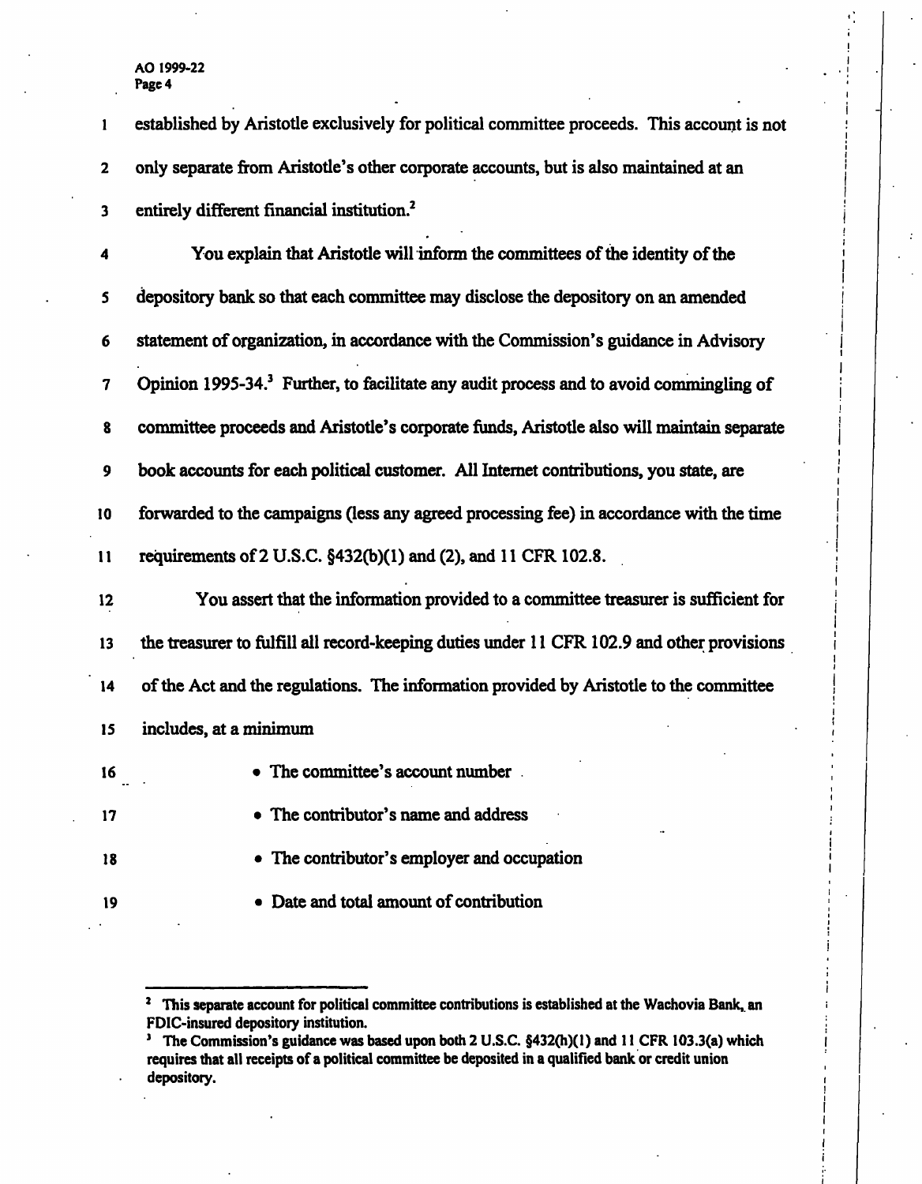established by Aristotle exclusively for political committee proceeds. This account is not only separate from Aristotle's other corporate accounts, but is also maintained at an entirely different financial institution.[2]

You explain that Aristotle will inform the committees of the identity of the depository bank so that each committee may disclose the depository on an amended statement of organization, in accordance with the Commission's guidance in Advisory Opinion 1995-34.[3] Further, to facilitate any audit process and to avoid commingling of committee proceeds and Aristotle's corporate funds, Aristotle also will maintain separate book accounts for each political customer. All Internet contributions, you state, are forwarded to the campaigns (less any agreed processing fee) in accordance with the time requirements of 2 U.S.C. §432(b)(1) and (2), and 11 CFR 102.8.

You assert that the information provided to a committee treasurer is sufficient for the treasurer to fulfill all record-keeping duties under 11 CFR 102.9 and other provisions of the Act and the regulations. The information provided by Aristotle to the committee includes, at a minimum

- The committee's account number
- The contributor's name and address
- The contributor's employer and occupation
- Date and total amount of contribution

---

[2] This separate account for political committee contributions is established at the Wachovia Bank, an FDIC-insured depository institution.

[3] The Commission's guidance was based upon both 2 U.S.C. §432(h)(1) and 11 CFR 103.3(a) which requires that all receipts of a political committee be deposited in a qualified bank or credit union depository.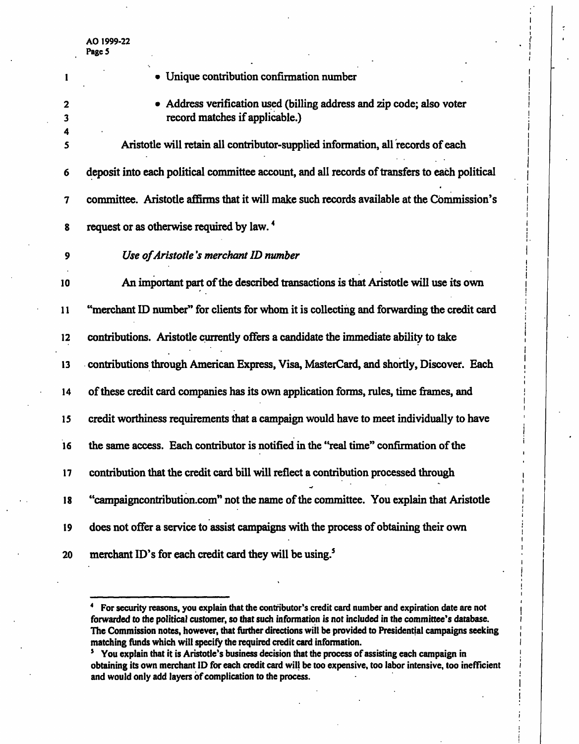- Unique contribution confirmation number
- Address verification used (billing address and zip code; also voter record matches if applicable.)

Aristotle will retain all contributor-supplied information, all records of each deposit into each political committee account, and all records of transfers to each political committee. Aristotle affirms that it will make such records available at the Commission's request or as otherwise required by law.[4]

*Use of Aristotle's merchant ID number*

An important part of the described transactions is that Aristotle will use its own "merchant ID number" for clients for whom it is collecting and forwarding the credit card contributions. Aristotle currently offers a candidate the immediate ability to take contributions through American Express, Visa, MasterCard, and shortly, Discover. Each of these credit card companies has its own application forms, rules, time frames, and credit worthiness requirements that a campaign would have to meet individually to have the same access. Each contributor is notified in the "real time" confirmation of the contribution that the credit card bill will reflect a contribution processed through "campaigncontribution.com" not the name of the committee. You explain that Aristotle does not offer a service to assist campaigns with the process of obtaining their own merchant ID's for each credit card they will be using.[5]

---

[4] For security reasons, you explain that the contributor's credit card number and expiration date are not forwarded to the political customer, so that such information is not included in the committee's database. The Commission notes, however, that further directions will be provided to Presidential campaigns seeking matching funds which will specify the required credit card information.

[5] You explain that it is Aristotle's business decision that the process of assisting each campaign in obtaining its own merchant ID for each credit card will be too expensive, too labor intensive, too inefficient and would only add layers of complication to the process.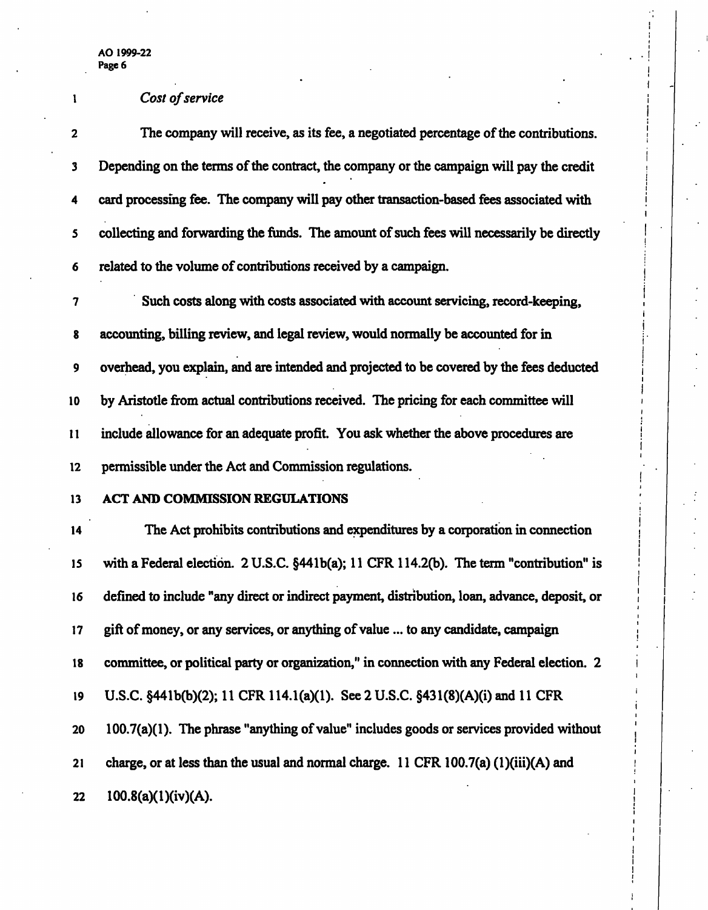*Cost of service*

The company will receive, as its fee, a negotiated percentage of the contributions. Depending on the terms of the contract, the company or the campaign will pay the credit card processing fee. The company will pay other transaction-based fees associated with collecting and forwarding the funds. The amount of such fees will necessarily be directly related to the volume of contributions received by a campaign.

Such costs along with costs associated with account servicing, record-keeping, accounting, billing review, and legal review, would normally be accounted for in overhead, you explain, and are intended and projected to be covered by the fees deducted by Aristotle from actual contributions received. The pricing for each committee will include allowance for an adequate profit. You ask whether the above procedures are permissible under the Act and Commission regulations.

**ACT AND COMMISSION REGULATIONS**

The Act prohibits contributions and expenditures by a corporation in connection with a Federal election. 2 U.S.C. §441b(a); 11 CFR 114.2(b). The term "contribution" is defined to include "any direct or indirect payment, distribution, loan, advance, deposit, or gift of money, or any services, or anything of value ... to any candidate, campaign committee, or political party or organization," in connection with any Federal election. 2 U.S.C. §441b(b)(2); 11 CFR 114.1(a)(1). See 2 U.S.C. §431(8)(A)(i) and 11 CFR 100.7(a)(1). The phrase "anything of value" includes goods or services provided without charge, or at less than the usual and normal charge. 11 CFR 100.7(a) (1)(iii)(A) and 100.8(a)(1)(iv)(A).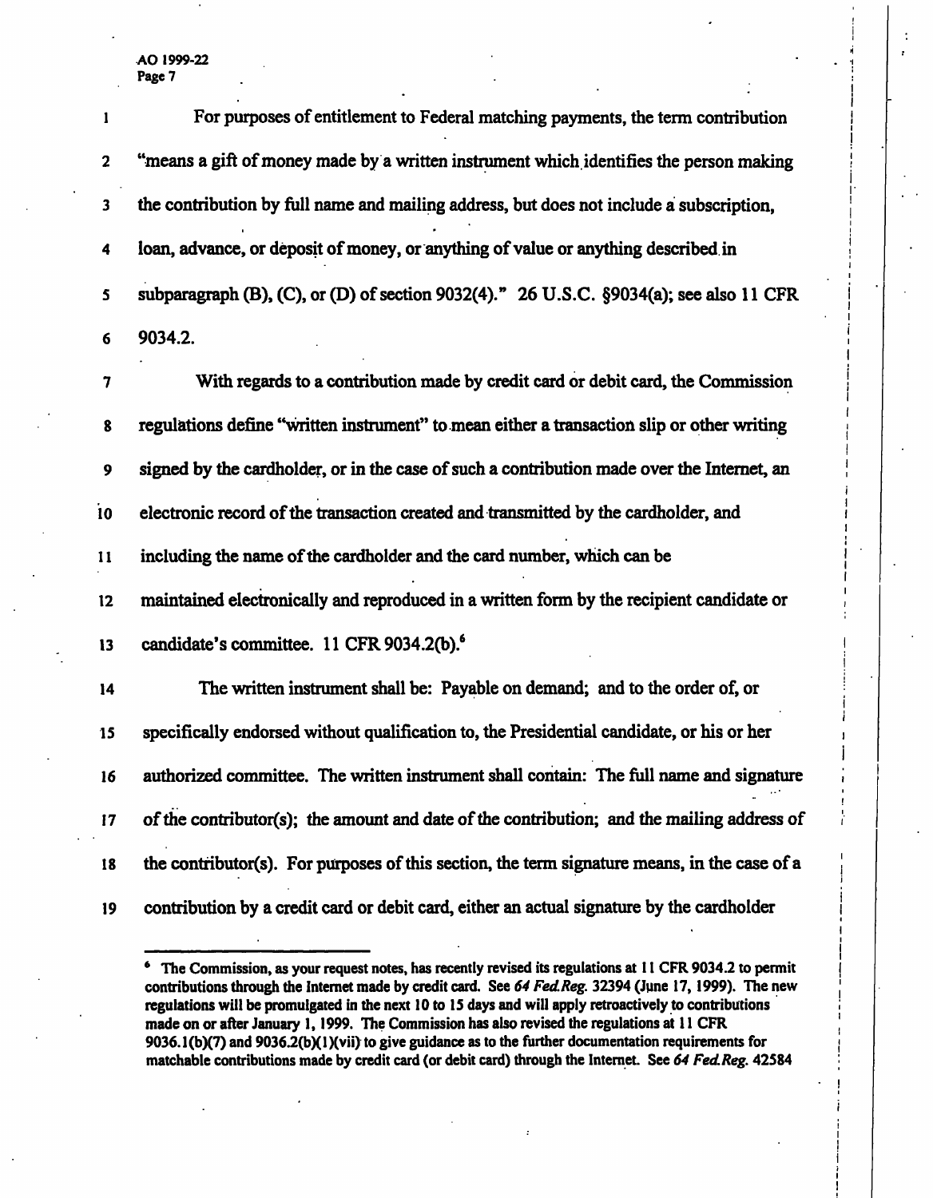For purposes of entitlement to Federal matching payments, the term contribution "means a gift of money made by a written instrument which identifies the person making the contribution by full name and mailing address, but does not include a subscription, loan, advance, or deposit of money, or anything of value or anything described in subparagraph (B), (C), or (D) of section 9032(4)." 26 U.S.C. §9034(a); see also 11 CFR 9034.2.

With regards to a contribution made by credit card or debit card, the Commission regulations define "written instrument" to mean either a transaction slip or other writing signed by the cardholder, or in the case of such a contribution made over the Internet, an electronic record of the transaction created and transmitted by the cardholder, and including the name of the cardholder and the card number, which can be maintained electronically and reproduced in a written form by the recipient candidate or candidate's committee. 11 CFR 9034.2(b).[6]

The written instrument shall be: Payable on demand; and to the order of, or specifically endorsed without qualification to, the Presidential candidate, or his or her authorized committee. The written instrument shall contain: The full name and signature of the contributor(s); the amount and date of the contribution; and the mailing address of the contributor(s). For purposes of this section, the term signature means, in the case of a contribution by a credit card or debit card, either an actual signature by the cardholder

---

[6] The Commission, as your request notes, has recently revised its regulations at 11 CFR 9034.2 to permit contributions through the Internet made by credit card. See *64 Fed.Reg.* 32394 (June 17, 1999). The new regulations will be promulgated in the next 10 to 15 days and will apply retroactively to contributions made on or after January 1, 1999. The Commission has also revised the regulations at 11 CFR 9036.1(b)(7) and 9036.2(b)(1)(vii) to give guidance as to the further documentation requirements for matchable contributions made by credit card (or debit card) through the Internet. See *64 Fed.Reg.* 42584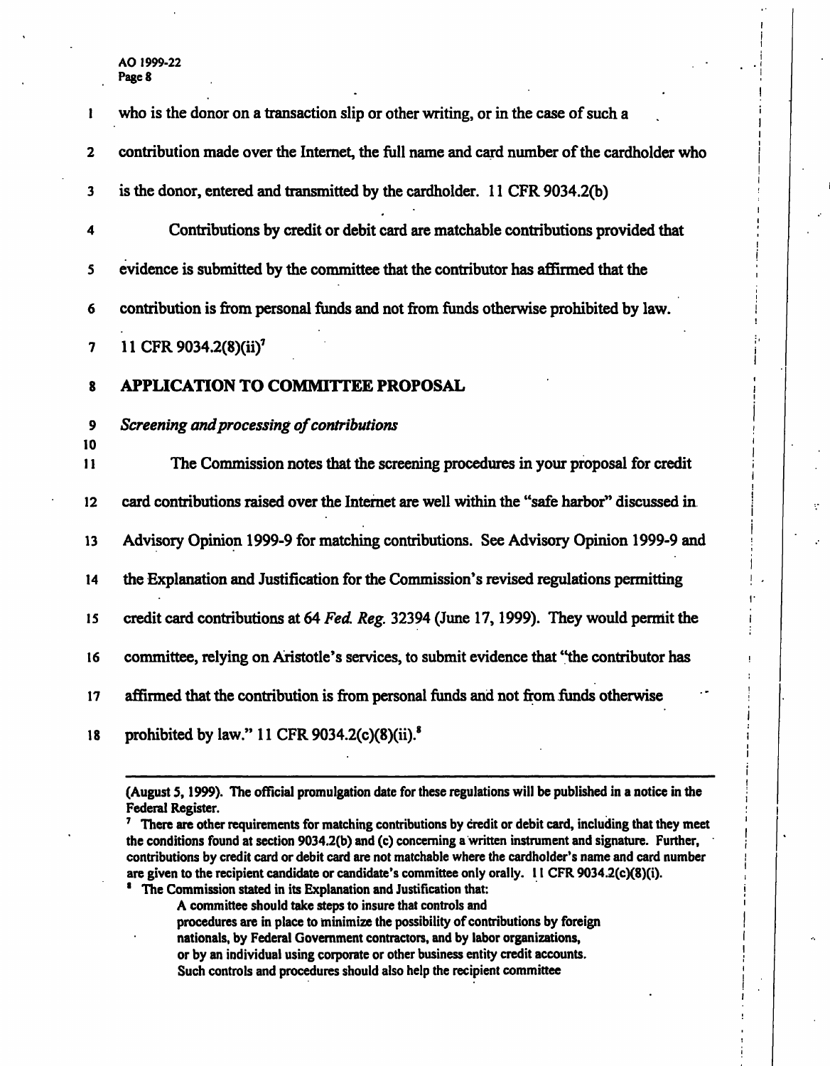who is the donor on a transaction slip or other writing, or in the case of such a contribution made over the Internet, the full name and card number of the cardholder who is the donor, entered and transmitted by the cardholder. 11 CFR 9034.2(b)

Contributions by credit or debit card are matchable contributions provided that evidence is submitted by the committee that the contributor has affirmed that the contribution is from personal funds and not from funds otherwise prohibited by law. 11 CFR 9034.2(8)(ii)[7]

**APPLICATION TO COMMITTEE PROPOSAL**

*Screening and processing of contributions*

The Commission notes that the screening procedures in your proposal for credit card contributions raised over the Internet are well within the "safe harbor" discussed in Advisory Opinion 1999-9 for matching contributions. See Advisory Opinion 1999-9 and the Explanation and Justification for the Commission's revised regulations permitting credit card contributions at 64 *Fed. Reg.* 32394 (June 17, 1999). They would permit the committee, relying on Aristotle's services, to submit evidence that "the contributor has affirmed that the contribution is from personal funds and not from funds otherwise prohibited by law." 11 CFR 9034.2(c)(8)(ii).[8]

---

(August 5, 1999). The official promulgation date for these regulations will be published in a notice in the Federal Register.

[7] There are other requirements for matching contributions by credit or debit card, including that they meet the conditions found at section 9034.2(b) and (c) concerning a written instrument and signature. Further, contributions by credit card or debit card are not matchable where the cardholder's name and card number are given to the recipient candidate or candidate's committee only orally. 11 CFR 9034.2(c)(8)(i).

[8] The Commission stated in its Explanation and Justification that:

> A committee should take steps to insure that controls and procedures are in place to minimize the possibility of contributions by foreign nationals, by Federal Government contractors, and by labor organizations, or by an individual using corporate or other business entity credit accounts. Such controls and procedures should also help the recipient committee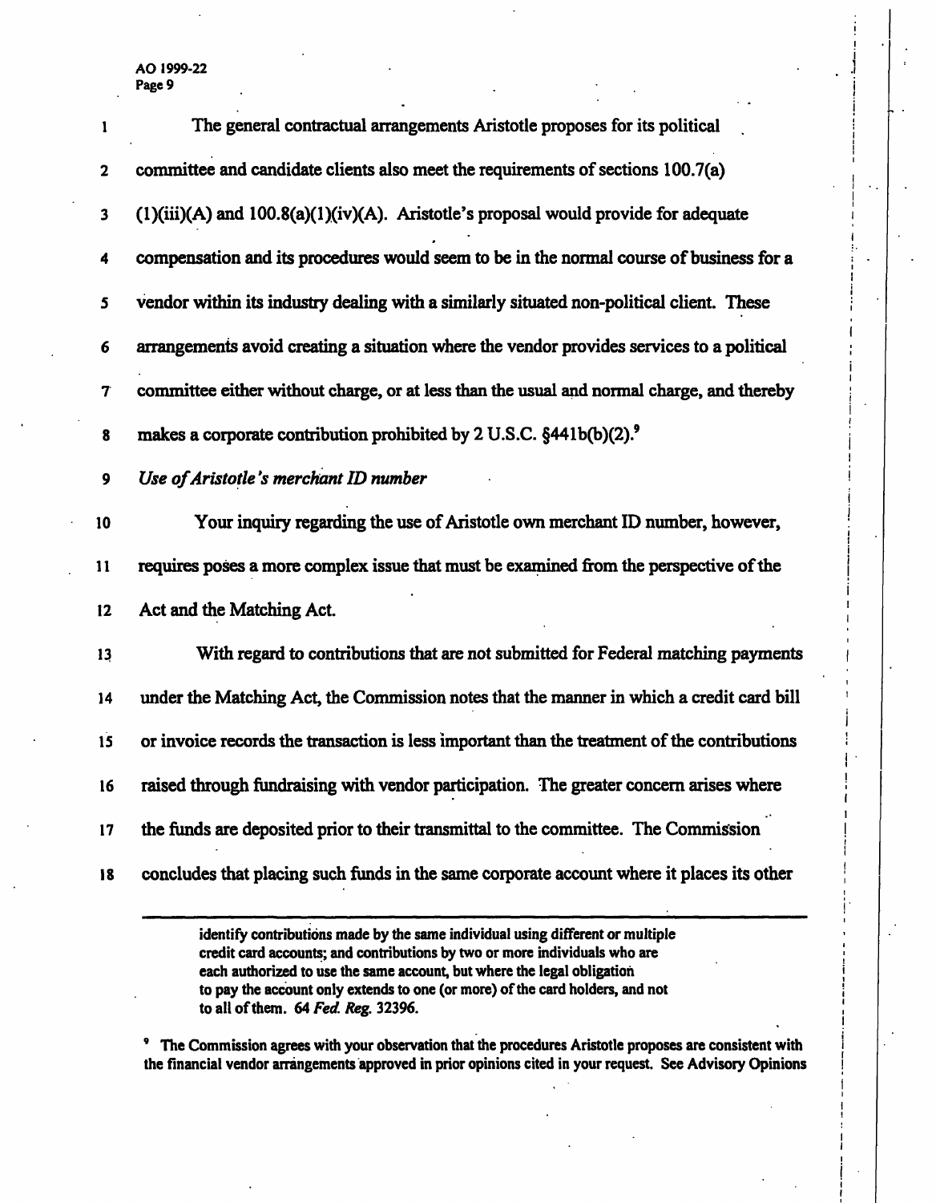The general contractual arrangements Aristotle proposes for its political committee and candidate clients also meet the requirements of sections 100.7(a)(1)(iii)(A) and 100.8(a)(1)(iv)(A). Aristotle's proposal would provide for adequate compensation and its procedures would seem to be in the normal course of business for a vendor within its industry dealing with a similarly situated non-political client. These arrangements avoid creating a situation where the vendor provides services to a political committee either without charge, or at less than the usual and normal charge, and thereby makes a corporate contribution prohibited by 2 U.S.C. §441b(b)(2).[9]

*Use of Aristotle's merchant ID number*

Your inquiry regarding the use of Aristotle own merchant ID number, however, requires poses a more complex issue that must be examined from the perspective of the Act and the Matching Act.

With regard to contributions that are not submitted for Federal matching payments under the Matching Act, the Commission notes that the manner in which a credit card bill or invoice records the transaction is less important than the treatment of the contributions raised through fundraising with vendor participation. The greater concern arises where the funds are deposited prior to their transmittal to the committee. The Commission concludes that placing such funds in the same corporate account where it places its other

---

identify contributions made by the same individual using different or multiple credit card accounts; and contributions by two or more individuals who are each authorized to use the same account, but where the legal obligation to pay the account only extends to one (or more) of the card holders, and not to all of them. 64 *Fed. Reg.* 32396.

[9] The Commission agrees with your observation that the procedures Aristotle proposes are consistent with the financial vendor arrangements approved in prior opinions cited in your request. See Advisory Opinions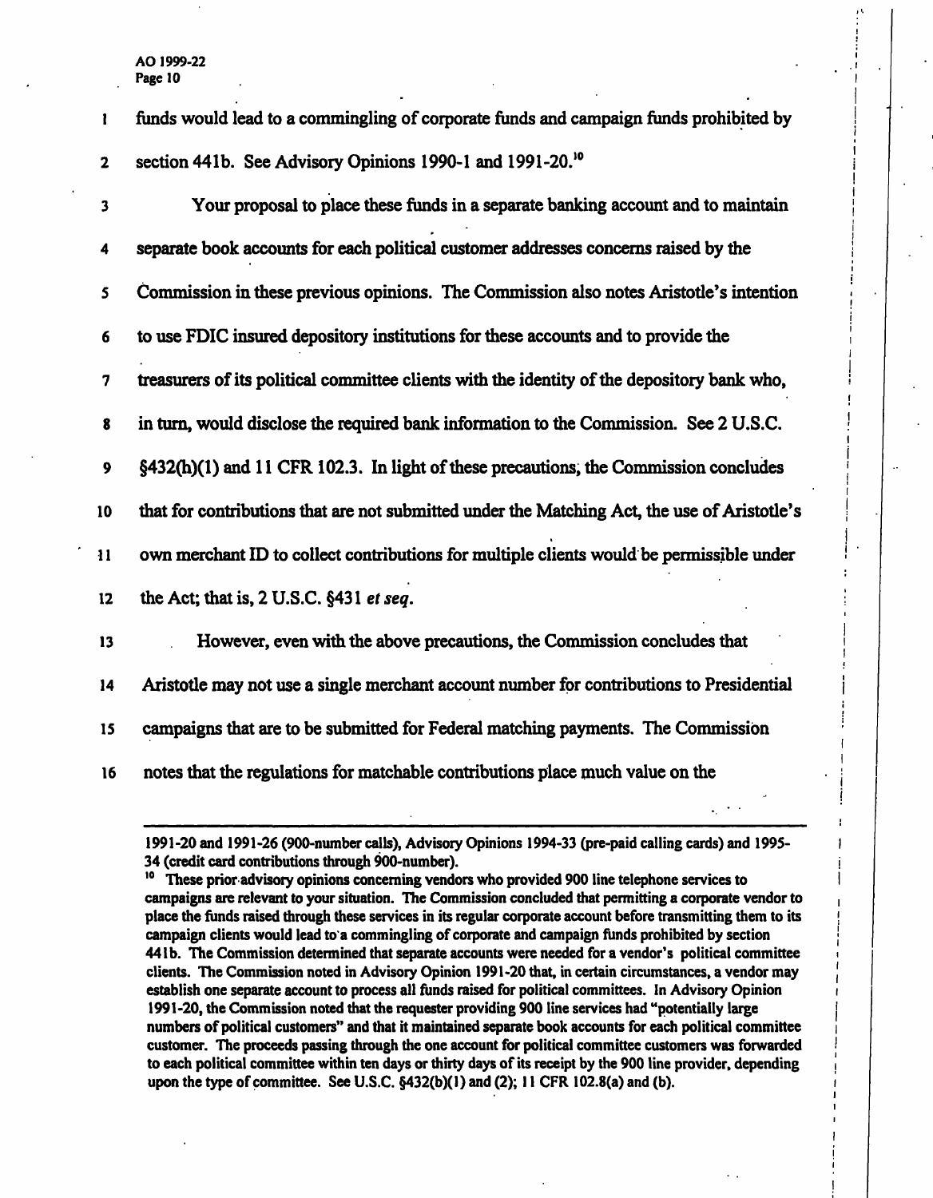funds would lead to a commingling of corporate funds and campaign funds prohibited by section 441b. See Advisory Opinions 1990-1 and 1991-20.[10]

Your proposal to place these funds in a separate banking account and to maintain separate book accounts for each political customer addresses concerns raised by the Commission in these previous opinions. The Commission also notes Aristotle's intention to use FDIC insured depository institutions for these accounts and to provide the treasurers of its political committee clients with the identity of the depository bank who, in turn, would disclose the required bank information to the Commission. See 2 U.S.C. §432(h)(1) and 11 CFR 102.3. In light of these precautions, the Commission concludes that for contributions that are not submitted under the Matching Act, the use of Aristotle's own merchant ID to collect contributions for multiple clients would be permissible under the Act; that is, 2 U.S.C. §431 *et seq*.

However, even with the above precautions, the Commission concludes that Aristotle may not use a single merchant account number for contributions to Presidential campaigns that are to be submitted for Federal matching payments. The Commission notes that the regulations for matchable contributions place much value on the

---

1991-20 and 1991-26 (900-number calls), Advisory Opinions 1994-33 (pre-paid calling cards) and 1995-34 (credit card contributions through 900-number).

[10] These prior advisory opinions concerning vendors who provided 900 line telephone services to campaigns are relevant to your situation. The Commission concluded that permitting a corporate vendor to place the funds raised through these services in its regular corporate account before transmitting them to its campaign clients would lead to a commingling of corporate and campaign funds prohibited by section 441b. The Commission determined that separate accounts were needed for a vendor's political committee clients. The Commission noted in Advisory Opinion 1991-20 that, in certain circumstances, a vendor may establish one separate account to process all funds raised for political committees. In Advisory Opinion 1991-20, the Commission noted that the requester providing 900 line services had "potentially large numbers of political customers" and that it maintained separate book accounts for each political committee customer. The proceeds passing through the one account for political committee customers was forwarded to each political committee within ten days or thirty days of its receipt by the 900 line provider, depending upon the type of committee. See U.S.C. §432(b)(1) and (2); 11 CFR 102.8(a) and (b).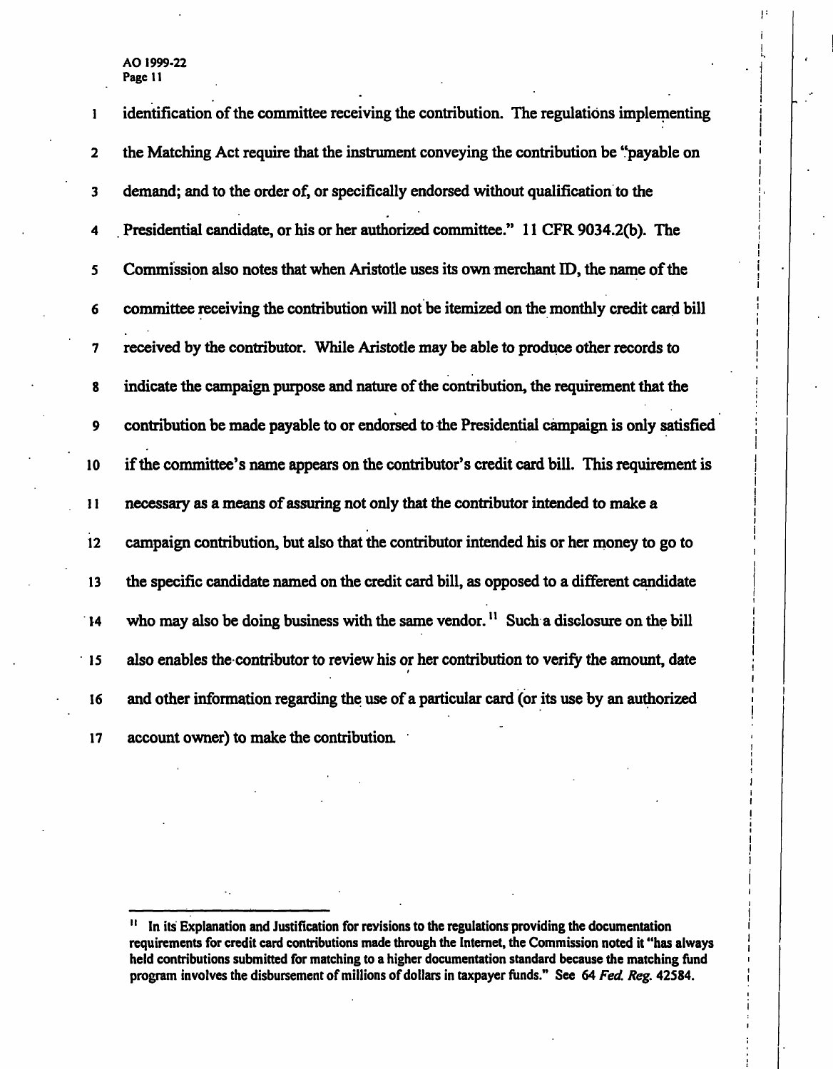identification of the committee receiving the contribution. The regulations implementing the Matching Act require that the instrument conveying the contribution be "payable on demand; and to the order of, or specifically endorsed without qualification to the Presidential candidate, or his or her authorized committee." 11 CFR 9034.2(b). The Commission also notes that when Aristotle uses its own merchant ID, the name of the committee receiving the contribution will not be itemized on the monthly credit card bill received by the contributor. While Aristotle may be able to produce other records to indicate the campaign purpose and nature of the contribution, the requirement that the contribution be made payable to or endorsed to the Presidential campaign is only satisfied if the committee's name appears on the contributor's credit card bill. This requirement is necessary as a means of assuring not only that the contributor intended to make a campaign contribution, but also that the contributor intended his or her money to go to the specific candidate named on the credit card bill, as opposed to a different candidate who may also be doing business with the same vendor.[11] Such a disclosure on the bill also enables the contributor to review his or her contribution to verify the amount, date and other information regarding the use of a particular card (or its use by an authorized account owner) to make the contribution.

---

[11] In its Explanation and Justification for revisions to the regulations providing the documentation requirements for credit card contributions made through the Internet, the Commission noted it "has always held contributions submitted for matching to a higher documentation standard because the matching fund program involves the disbursement of millions of dollars in taxpayer funds." See 64 *Fed. Reg.* 42584.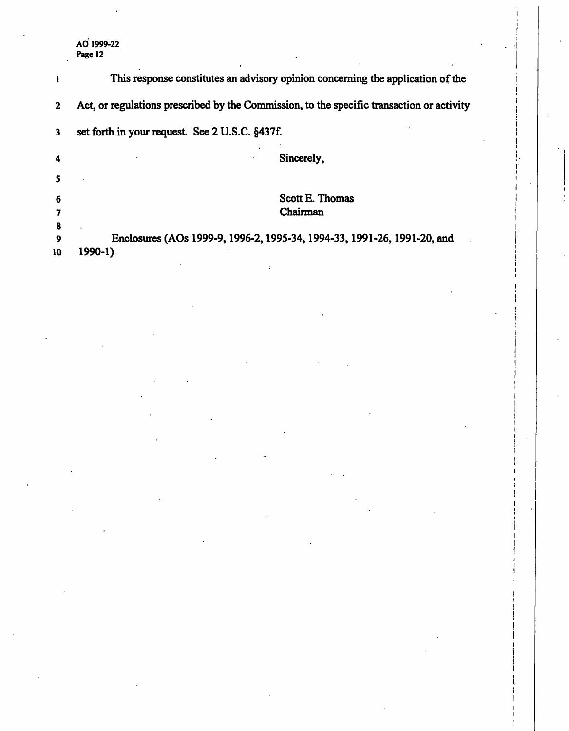This response constitutes an advisory opinion concerning the application of the Act, or regulations prescribed by the Commission, to the specific transaction or activity set forth in your request. See 2 U.S.C. §437f.

Sincerely,

Scott E. Thomas
Chairman

Enclosures (AOs 1999-9, 1996-2, 1995-34, 1994-33, 1991-26, 1991-20, and 1990-1)